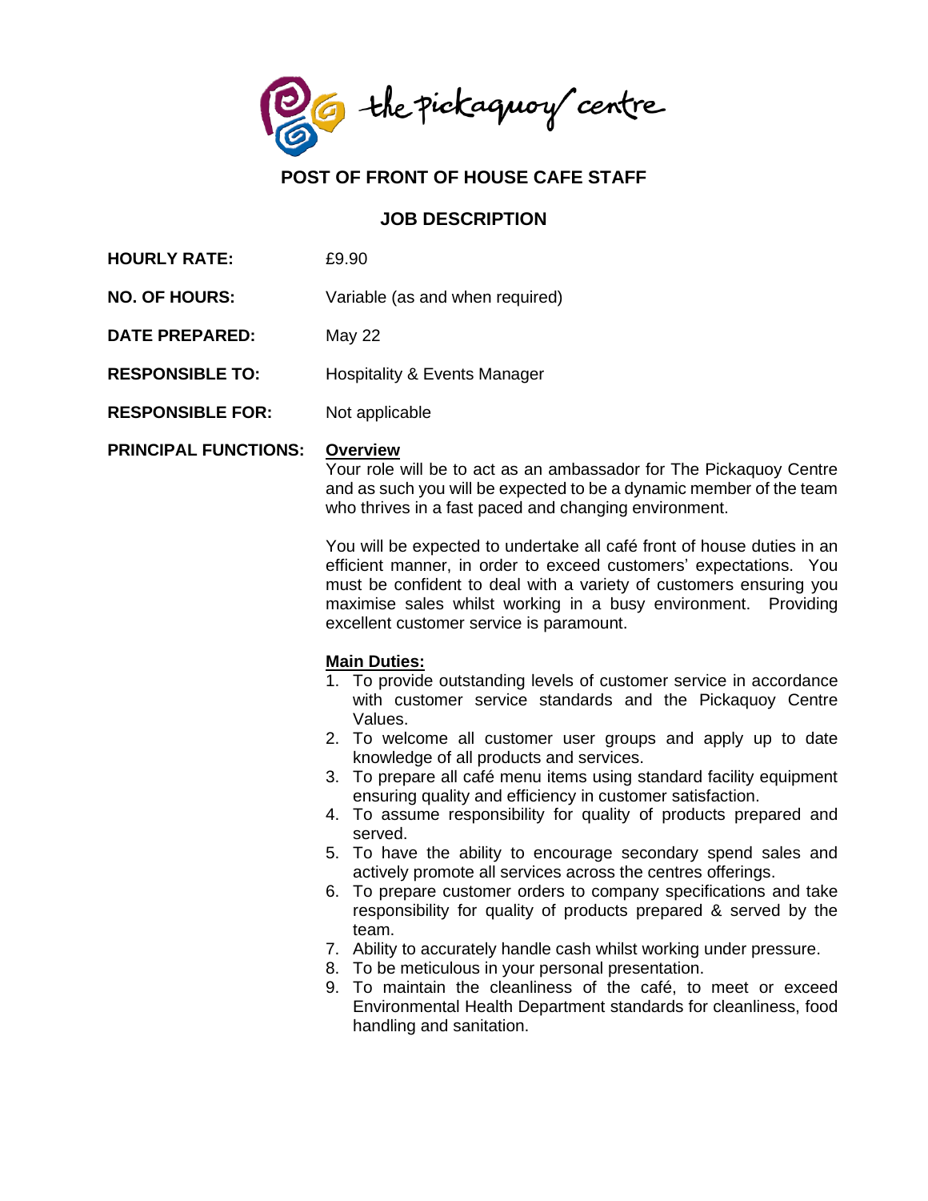the pickaquoy centre

# POST OF FRONT OF HOUSE CAFE STAFF

## JOB DESCRIPTION

**HOURLY RATE:** £9.90

**NO. OF HOURS:** Variable (as and when required)

**DATE PREPARED:** May 22

**RESPONSIBLE TO:** Hospitality & Events Manager

**RESPONSIBLE FOR:** Not applicable

**PRINCIPAL FUNCTIONS:**

**Overview**

Your role will be to act as an ambassador for The Pickaquoy Centre and as such you will be expected to be a dynamic member of the team who thrives in a fast paced and changing environment.

You will be expected to undertake all café front of house duties in an efficient manner, in order to exceed customers' expectations. You must be confident to deal with a variety of customers ensuring you maximise sales whilst working in a busy environment. Providing excellent customer service is paramount.

**Main Duties:**

1. To provide outstanding levels of customer service in accordance with customer service standards and the Pickaquoy Centre Values.
2. To welcome all customer user groups and apply up to date knowledge of all products and services.
3. To prepare all café menu items using standard facility equipment ensuring quality and efficiency in customer satisfaction.
4. To assume responsibility for quality of products prepared and served.
5. To have the ability to encourage secondary spend sales and actively promote all services across the centres offerings.
6. To prepare customer orders to company specifications and take responsibility for quality of products prepared & served by the team.
7. Ability to accurately handle cash whilst working under pressure.
8. To be meticulous in your personal presentation.
9. To maintain the cleanliness of the café, to meet or exceed Environmental Health Department standards for cleanliness, food handling and sanitation.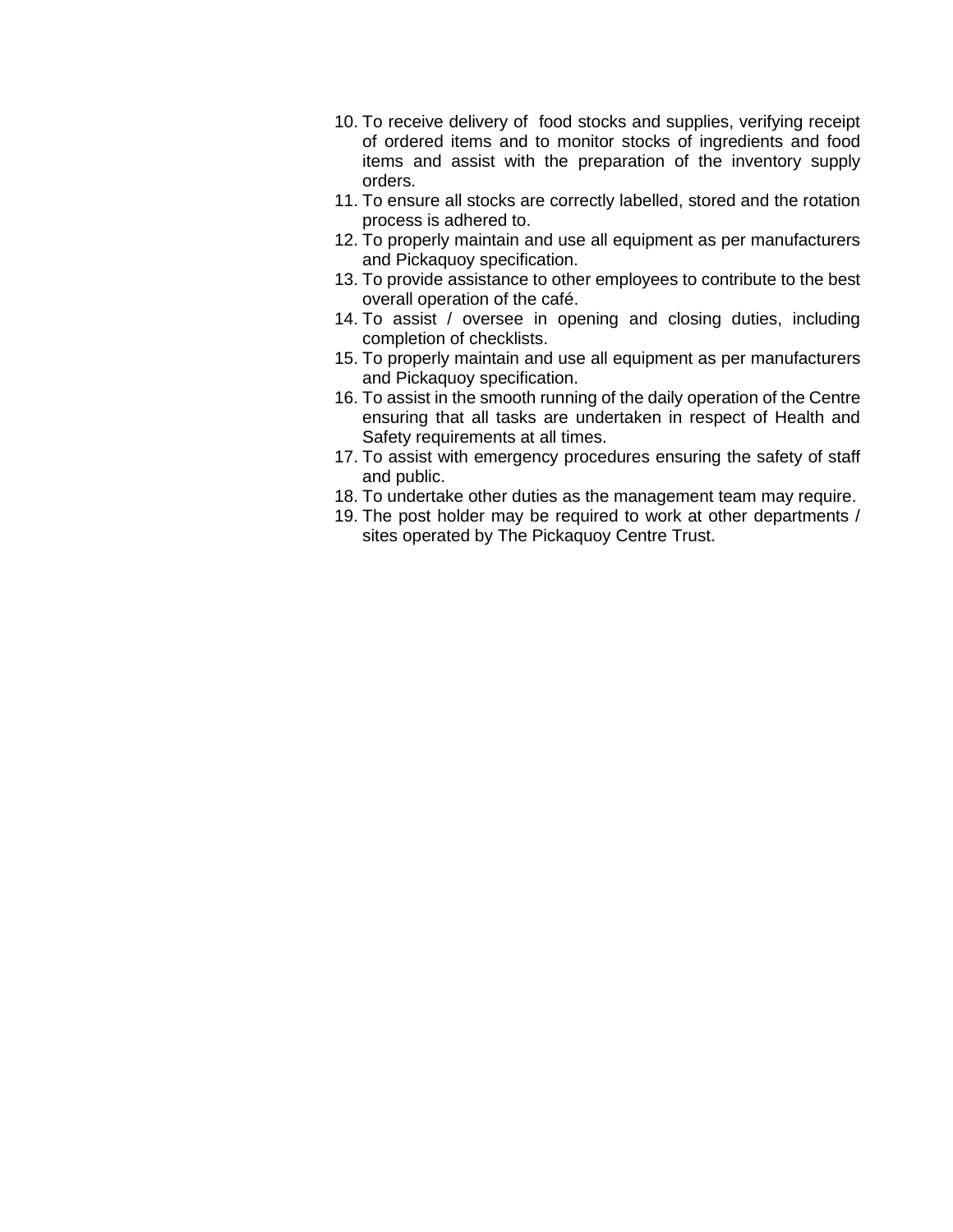10. To receive delivery of food stocks and supplies, verifying receipt of ordered items and to monitor stocks of ingredients and food items and assist with the preparation of the inventory supply orders.
11. To ensure all stocks are correctly labelled, stored and the rotation process is adhered to.
12. To properly maintain and use all equipment as per manufacturers and Pickaquoy specification.
13. To provide assistance to other employees to contribute to the best overall operation of the café.
14. To assist / oversee in opening and closing duties, including completion of checklists.
15. To properly maintain and use all equipment as per manufacturers and Pickaquoy specification.
16. To assist in the smooth running of the daily operation of the Centre ensuring that all tasks are undertaken in respect of Health and Safety requirements at all times.
17. To assist with emergency procedures ensuring the safety of staff and public.
18. To undertake other duties as the management team may require.
19. The post holder may be required to work at other departments / sites operated by The Pickaquoy Centre Trust.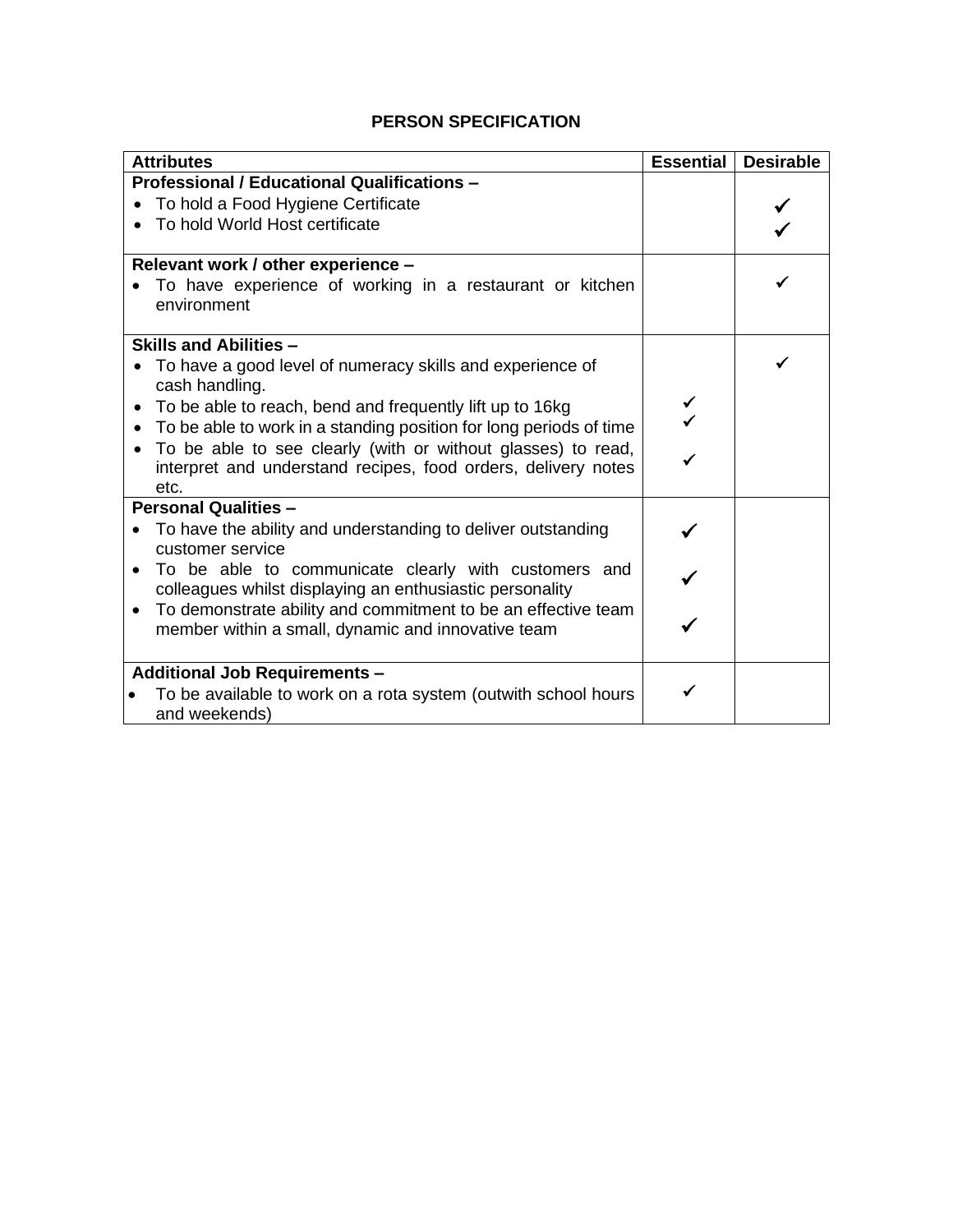# PERSON SPECIFICATION

| Attributes | Essential | Desirable |
|---|---|---|
| **Professional / Educational Qualifications –**<br>• To hold a Food Hygiene Certificate<br>• To hold World Host certificate | | ✓<br>✓ |
| **Relevant work / other experience –**<br>• To have experience of working in a restaurant or kitchen environment | | ✓ |
| **Skills and Abilities –**<br>• To have a good level of numeracy skills and experience of cash handling.<br>• To be able to reach, bend and frequently lift up to 16kg<br>• To be able to work in a standing position for long periods of time<br>• To be able to see clearly (with or without glasses) to read, interpret and understand recipes, food orders, delivery notes etc. | <br><br>✓<br>✓<br>✓ | ✓ |
| **Personal Qualities –**<br>• To have the ability and understanding to deliver outstanding customer service<br>• To be able to communicate clearly with customers and colleagues whilst displaying an enthusiastic personality<br>• To demonstrate ability and commitment to be an effective team member within a small, dynamic and innovative team | ✓<br>✓<br>✓ | |
| **Additional Job Requirements –**<br>• To be available to work on a rota system (outwith school hours and weekends) | ✓ | |